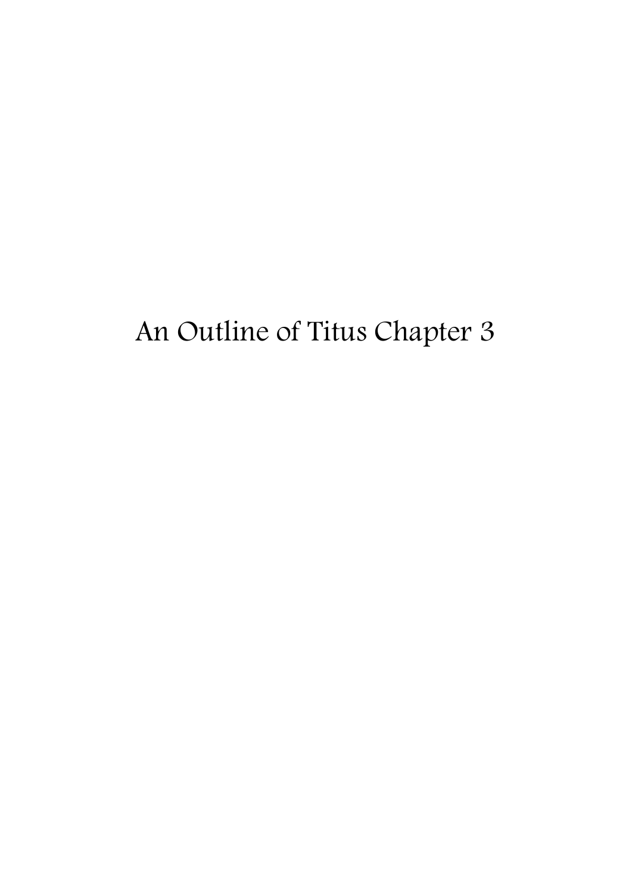# An Outline of Titus Chapter 3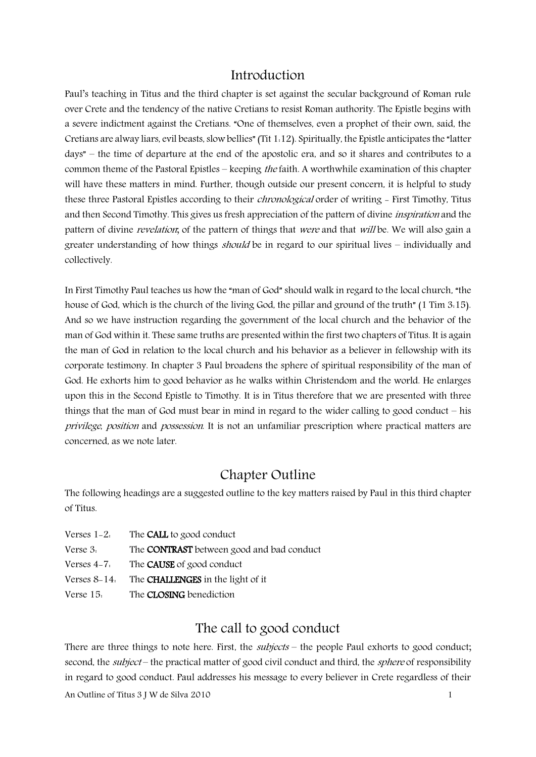## Introduction

Paul's teaching in Titus and the third chapter is set against the secular background of Roman rule over Crete and the tendency of the native Cretians to resist Roman authority. The Epistle begins with a severe indictment against the Cretians. "One of themselves, even a prophet of their own, said, the Cretians are alway liars, evil beasts, slow bellies" (Tit 1:12). Spiritually, the Epistle anticipates the "latter days" – the time of departure at the end of the apostolic era, and so it shares and contributes to a common theme of the Pastoral Epistles – keeping *the* faith. A worthwhile examination of this chapter will have these matters in mind. Further, though outside our present concern, it is helpful to study these three Pastoral Epistles according to their *chronological* order of writing - First Timothy, Titus and then Second Timothy. This gives us fresh appreciation of the pattern of divine *inspiration* and the pattern of divine *revelation*; of the pattern of things that *were* and that *will* be. We will also gain a greater understanding of how things *should* be in regard to our spiritual lives – individually and collectively.

In First Timothy Paul teaches us how the "man of God" should walk in regard to the local church, "the house of God, which is the church of the living God, the pillar and ground of the truth" (1 Tim 3:15). And so we have instruction regarding the government of the local church and the behavior of the man of God within it. These same truths are presented within the first two chapters of Titus. It is again the man of God in relation to the local church and his behavior as a believer in fellowship with its corporate testimony. In chapter 3 Paul broadens the sphere of spiritual responsibility of the man of God. He exhorts him to good behavior as he walks within Christendom and the world. He enlarges upon this in the Second Epistle to Timothy. It is in Titus therefore that we are presented with three things that the man of God must bear in mind in regard to the wider calling to good conduct – his *privilege*, *position* and *possession*. It is not an unfamiliar prescription where practical matters are concerned, as we note later.

## Chapter Outline

The following headings are a suggested outline to the key matters raised by Paul in this third chapter of Titus.

| | |
|---|---|
| Verses 1-2: | The **CALL** to good conduct |
| Verse 3: | The **CONTRAST** between good and bad conduct |
| Verses 4-7: | The **CAUSE** of good conduct |
| Verses 8-14: | The **CHALLENGES** in the light of it |
| Verse 15: | The **CLOSING** benediction |

## The call to good conduct

There are three things to note here. First, the *subjects* – the people Paul exhorts to good conduct; second, the *subject* – the practical matter of good civil conduct and third, the *sphere* of responsibility in regard to good conduct. Paul addresses his message to every believer in Crete regardless of their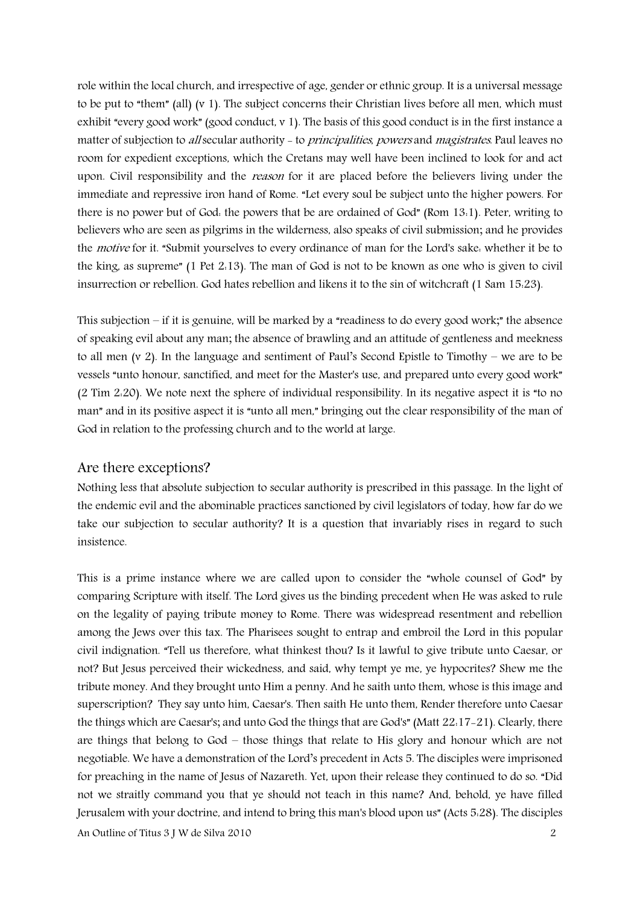role within the local church, and irrespective of age, gender or ethnic group. It is a universal message to be put to "them" (all) (v 1). The subject concerns their Christian lives before all men, which must exhibit "every good work" (good conduct, v 1). The basis of this good conduct is in the first instance a matter of subjection to *all* secular authority - to *principalities*, *powers* and *magistrates*. Paul leaves no room for expedient exceptions, which the Cretans may well have been inclined to look for and act upon. Civil responsibility and the *reason* for it are placed before the believers living under the immediate and repressive iron hand of Rome. "Let every soul be subject unto the higher powers. For there is no power but of God: the powers that be are ordained of God" (Rom 13:1). Peter, writing to believers who are seen as pilgrims in the wilderness, also speaks of civil submission; and he provides the *motive* for it. "Submit yourselves to every ordinance of man for the Lord's sake: whether it be to the king, as supreme" (1 Pet 2:13). The man of God is not to be known as one who is given to civil insurrection or rebellion. God hates rebellion and likens it to the sin of witchcraft (1 Sam 15:23).

This subjection – if it is genuine, will be marked by a "readiness to do every good work;" the absence of speaking evil about any man; the absence of brawling and an attitude of gentleness and meekness to all men (v 2). In the language and sentiment of Paul's Second Epistle to Timothy – we are to be vessels "unto honour, sanctified, and meet for the Master's use, and prepared unto every good work" (2 Tim 2:20). We note next the sphere of individual responsibility. In its negative aspect it is "to no man" and in its positive aspect it is "unto all men," bringing out the clear responsibility of the man of God in relation to the professing church and to the world at large.

## Are there exceptions?

Nothing less that absolute subjection to secular authority is prescribed in this passage. In the light of the endemic evil and the abominable practices sanctioned by civil legislators of today, how far do we take our subjection to secular authority? It is a question that invariably rises in regard to such insistence.

This is a prime instance where we are called upon to consider the "whole counsel of God" by comparing Scripture with itself. The Lord gives us the binding precedent when He was asked to rule on the legality of paying tribute money to Rome. There was widespread resentment and rebellion among the Jews over this tax. The Pharisees sought to entrap and embroil the Lord in this popular civil indignation. "Tell us therefore, what thinkest thou? Is it lawful to give tribute unto Caesar, or not? But Jesus perceived their wickedness, and said, why tempt ye me, ye hypocrites? Shew me the tribute money. And they brought unto Him a penny. And he saith unto them, whose is this image and superscription? They say unto him, Caesar's. Then saith He unto them, Render therefore unto Caesar the things which are Caesar's; and unto God the things that are God's" (Matt 22:17-21). Clearly, there are things that belong to God – those things that relate to His glory and honour which are not negotiable. We have a demonstration of the Lord's precedent in Acts 5. The disciples were imprisoned for preaching in the name of Jesus of Nazareth. Yet, upon their release they continued to do so. "Did not we straitly command you that ye should not teach in this name? And, behold, ye have filled Jerusalem with your doctrine, and intend to bring this man's blood upon us" (Acts 5:28). The disciples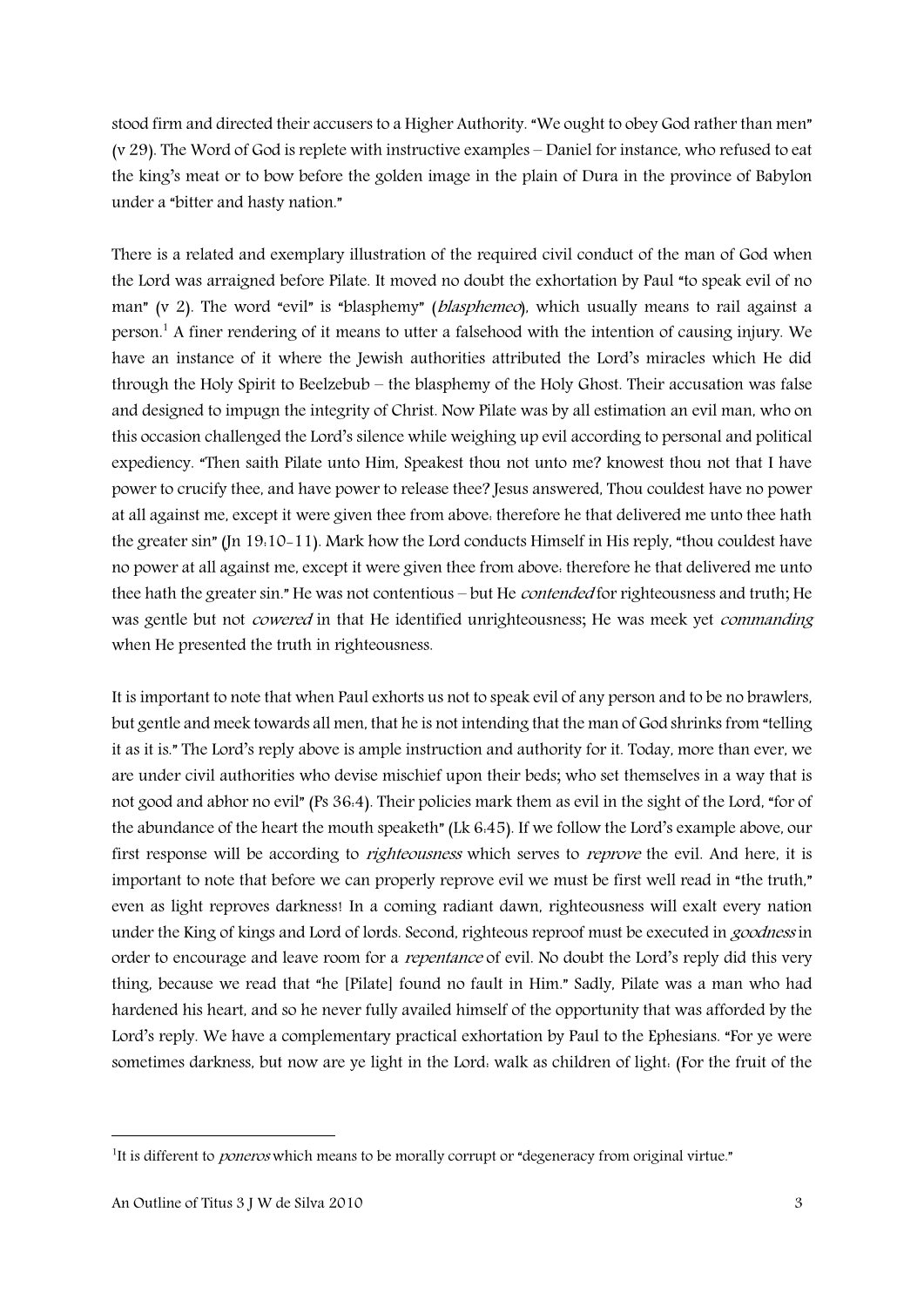stood firm and directed their accusers to a Higher Authority. "We ought to obey God rather than men" (v 29). The Word of God is replete with instructive examples – Daniel for instance, who refused to eat the king's meat or to bow before the golden image in the plain of Dura in the province of Babylon under a "bitter and hasty nation."

There is a related and exemplary illustration of the required civil conduct of the man of God when the Lord was arraigned before Pilate. It moved no doubt the exhortation by Paul "to speak evil of no man" (v 2). The word "evil" is "blasphemy" (*blasphemeo*), which usually means to rail against a person.[1] A finer rendering of it means to utter a falsehood with the intention of causing injury. We have an instance of it where the Jewish authorities attributed the Lord's miracles which He did through the Holy Spirit to Beelzebub – the blasphemy of the Holy Ghost. Their accusation was false and designed to impugn the integrity of Christ. Now Pilate was by all estimation an evil man, who on this occasion challenged the Lord's silence while weighing up evil according to personal and political expediency. "Then saith Pilate unto Him, Speakest thou not unto me? knowest thou not that I have power to crucify thee, and have power to release thee? Jesus answered, Thou couldest have no power at all against me, except it were given thee from above: therefore he that delivered me unto thee hath the greater sin" (Jn 19:10-11). Mark how the Lord conducts Himself in His reply, "thou couldest have no power at all against me, except it were given thee from above: therefore he that delivered me unto thee hath the greater sin." He was not contentious – but He *contended* for righteousness and truth; He was gentle but not *cowered* in that He identified unrighteousness; He was meek yet *commanding* when He presented the truth in righteousness.

It is important to note that when Paul exhorts us not to speak evil of any person and to be no brawlers, but gentle and meek towards all men, that he is not intending that the man of God shrinks from "telling it as it is." The Lord's reply above is ample instruction and authority for it. Today, more than ever, we are under civil authorities who devise mischief upon their beds; who set themselves in a way that is not good and abhor no evil" (Ps 36:4). Their policies mark them as evil in the sight of the Lord, "for of the abundance of the heart the mouth speaketh" (Lk 6:45). If we follow the Lord's example above, our first response will be according to *righteousness* which serves to *reprove* the evil. And here, it is important to note that before we can properly reprove evil we must be first well read in "the truth," even as light reproves darkness! In a coming radiant dawn, righteousness will exalt every nation under the King of kings and Lord of lords. Second, righteous reproof must be executed in *goodness* in order to encourage and leave room for a *repentance* of evil. No doubt the Lord's reply did this very thing, because we read that "he [Pilate] found no fault in Him." Sadly, Pilate was a man who had hardened his heart, and so he never fully availed himself of the opportunity that was afforded by the Lord's reply. We have a complementary practical exhortation by Paul to the Ephesians. "For ye were sometimes darkness, but now are ye light in the Lord: walk as children of light: (For the fruit of the

---

[1] It is different to *poneros* which means to be morally corrupt or "degeneracy from original virtue."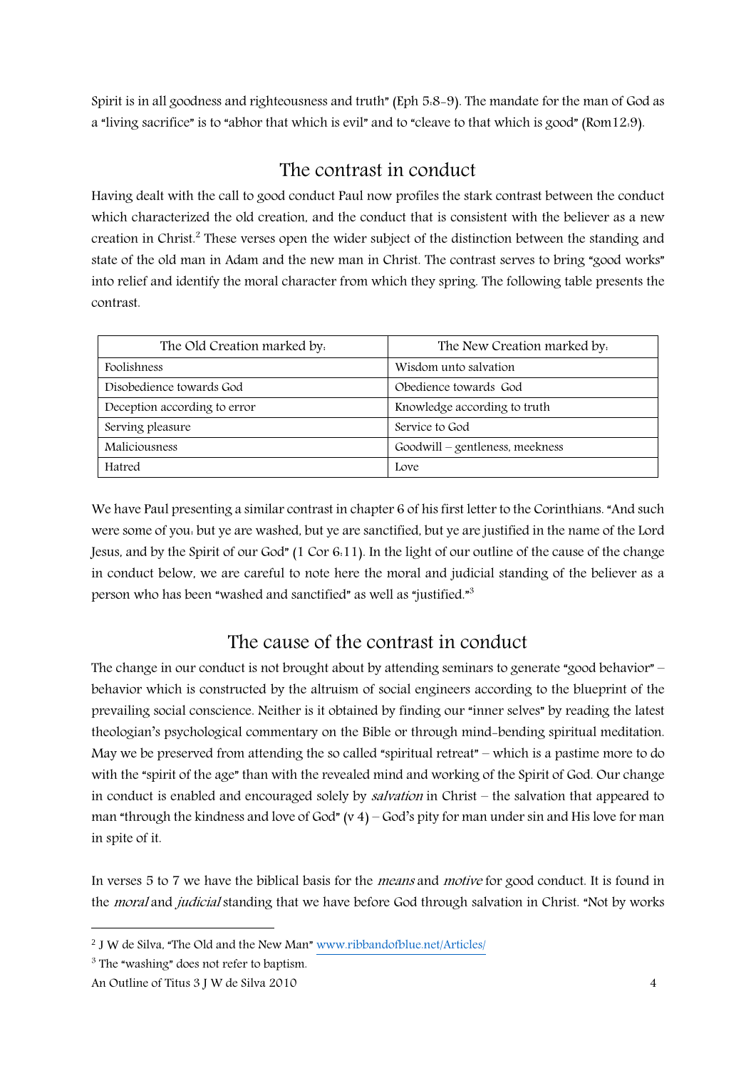Spirit is in all goodness and righteousness and truth" (Eph 5:8-9). The mandate for the man of God as a "living sacrifice" is to "abhor that which is evil" and to "cleave to that which is good" (Rom12:9).

## The contrast in conduct

Having dealt with the call to good conduct Paul now profiles the stark contrast between the conduct which characterized the old creation, and the conduct that is consistent with the believer as a new creation in Christ.[2] These verses open the wider subject of the distinction between the standing and state of the old man in Adam and the new man in Christ. The contrast serves to bring "good works" into relief and identify the moral character from which they spring. The following table presents the contrast.

| The Old Creation marked by: | The New Creation marked by: |
|---|---|
| Foolishness | Wisdom unto salvation |
| Disobedience towards God | Obedience towards God |
| Deception according to error | Knowledge according to truth |
| Serving pleasure | Service to God |
| Maliciousness | Goodwill – gentleness, meekness |
| Hatred | Love |

We have Paul presenting a similar contrast in chapter 6 of his first letter to the Corinthians. "And such were some of you: but ye are washed, but ye are sanctified, but ye are justified in the name of the Lord Jesus, and by the Spirit of our God" (1 Cor 6:11). In the light of our outline of the cause of the change in conduct below, we are careful to note here the moral and judicial standing of the believer as a person who has been "washed and sanctified" as well as "justified."[3]

## The cause of the contrast in conduct

The change in our conduct is not brought about by attending seminars to generate "good behavior" – behavior which is constructed by the altruism of social engineers according to the blueprint of the prevailing social conscience. Neither is it obtained by finding our "inner selves" by reading the latest theologian's psychological commentary on the Bible or through mind-bending spiritual meditation. May we be preserved from attending the so called "spiritual retreat" – which is a pastime more to do with the "spirit of the age" than with the revealed mind and working of the Spirit of God. Our change in conduct is enabled and encouraged solely by *salvation* in Christ – the salvation that appeared to man "through the kindness and love of God" (v 4) – God's pity for man under sin and His love for man in spite of it.

In verses 5 to 7 we have the biblical basis for the *means* and *motive* for good conduct. It is found in the *moral* and *judicial* standing that we have before God through salvation in Christ. "Not by works

---

[2] J W de Silva, "The Old and the New Man" www.ribbandofblue.net/Articles/

[3] The "washing" does not refer to baptism.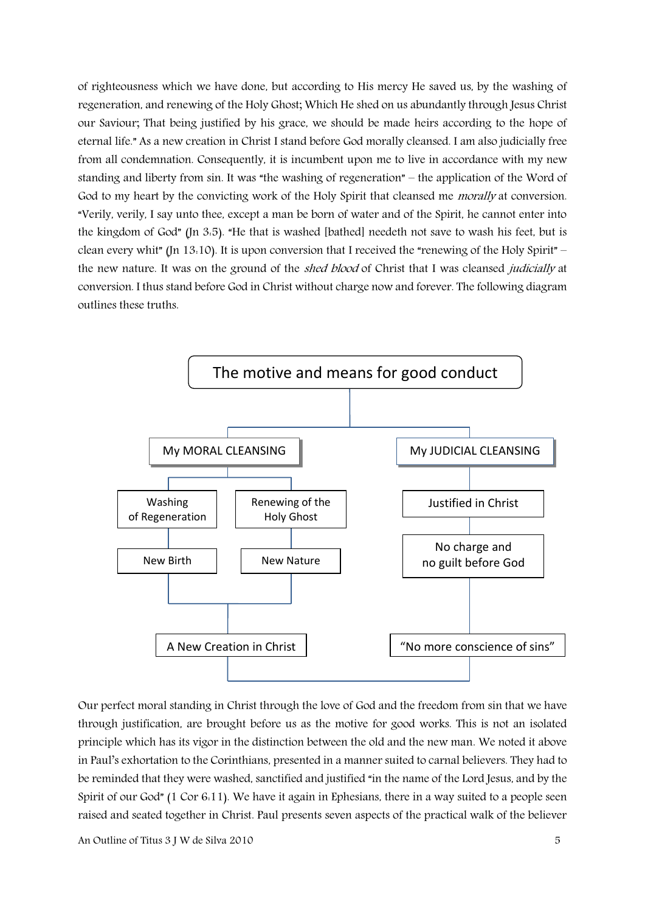of righteousness which we have done, but according to His mercy He saved us, by the washing of regeneration, and renewing of the Holy Ghost; Which He shed on us abundantly through Jesus Christ our Saviour; That being justified by his grace, we should be made heirs according to the hope of eternal life." As a new creation in Christ I stand before God morally cleansed. I am also judicially free from all condemnation. Consequently, it is incumbent upon me to live in accordance with my new standing and liberty from sin. It was "the washing of regeneration" – the application of the Word of God to my heart by the convicting work of the Holy Spirit that cleansed me *morally* at conversion. "Verily, verily, I say unto thee, except a man be born of water and of the Spirit, he cannot enter into the kingdom of God" (Jn 3:5). "He that is washed [bathed] needeth not save to wash his feet, but is clean every whit" (Jn 13:10). It is upon conversion that I received the "renewing of the Holy Spirit" – the new nature. It was on the ground of the *shed blood* of Christ that I was cleansed *judicially* at conversion. I thus stand before God in Christ without charge now and forever. The following diagram outlines these truths.

**The motive and means for good conduct**

- **My MORAL CLEANSING**
  - Washing of Regeneration → New Birth
  - Renewing of the Holy Ghost → New Nature
  - → A New Creation in Christ
- **My JUDICIAL CLEANSING**
  - Justified in Christ
  - No charge and no guilt before God
  - → "No more conscience of sins"

Our perfect moral standing in Christ through the love of God and the freedom from sin that we have through justification, are brought before us as the motive for good works. This is not an isolated principle which has its vigor in the distinction between the old and the new man. We noted it above in Paul's exhortation to the Corinthians, presented in a manner suited to carnal believers. They had to be reminded that they were washed, sanctified and justified "in the name of the Lord Jesus, and by the Spirit of our God" (1 Cor 6:11). We have it again in Ephesians, there in a way suited to a people seen raised and seated together in Christ. Paul presents seven aspects of the practical walk of the believer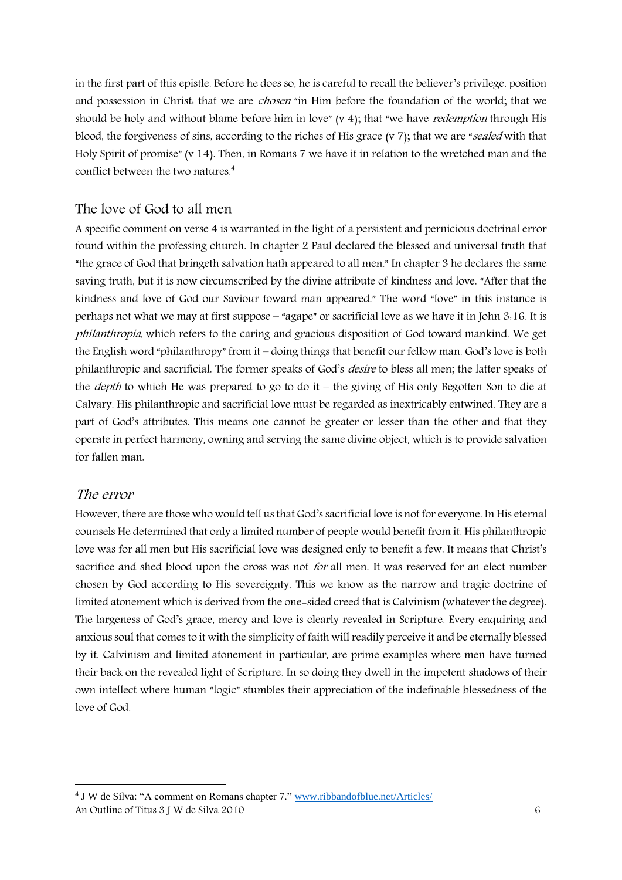in the first part of this epistle. Before he does so, he is careful to recall the believer's privilege, position and possession in Christ: that we are *chosen* "in Him before the foundation of the world; that we should be holy and without blame before him in love" (v 4); that "we have *redemption* through His blood, the forgiveness of sins, according to the riches of His grace (v 7); that we are "*sealed* with that Holy Spirit of promise" (v 14). Then, in Romans 7 we have it in relation to the wretched man and the conflict between the two natures.[4]

## The love of God to all men

A specific comment on verse 4 is warranted in the light of a persistent and pernicious doctrinal error found within the professing church. In chapter 2 Paul declared the blessed and universal truth that "the grace of God that bringeth salvation hath appeared to all men." In chapter 3 he declares the same saving truth, but it is now circumscribed by the divine attribute of kindness and love. "After that the kindness and love of God our Saviour toward man appeared." The word "love" in this instance is perhaps not what we may at first suppose – "agape" or sacrificial love as we have it in John 3:16. It is *philanthropia*, which refers to the caring and gracious disposition of God toward mankind. We get the English word "philanthropy" from it – doing things that benefit our fellow man. God's love is both philanthropic and sacrificial. The former speaks of God's *desire* to bless all men; the latter speaks of the *depth* to which He was prepared to go to do it – the giving of His only Begotten Son to die at Calvary. His philanthropic and sacrificial love must be regarded as inextricably entwined. They are a part of God's attributes. This means one cannot be greater or lesser than the other and that they operate in perfect harmony, owning and serving the same divine object, which is to provide salvation for fallen man.

### *The error*

However, there are those who would tell us that God's sacrificial love is not for everyone. In His eternal counsels He determined that only a limited number of people would benefit from it. His philanthropic love was for all men but His sacrificial love was designed only to benefit a few. It means that Christ's sacrifice and shed blood upon the cross was not *for* all men. It was reserved for an elect number chosen by God according to His sovereignty. This we know as the narrow and tragic doctrine of limited atonement which is derived from the one-sided creed that is Calvinism (whatever the degree). The largeness of God's grace, mercy and love is clearly revealed in Scripture. Every enquiring and anxious soul that comes to it with the simplicity of faith will readily perceive it and be eternally blessed by it. Calvinism and limited atonement in particular, are prime examples where men have turned their back on the revealed light of Scripture. In so doing they dwell in the impotent shadows of their own intellect where human "logic" stumbles their appreciation of the indefinable blessedness of the love of God.

---

[4] J W de Silva: "A comment on Romans chapter 7." www.ribbandofblue.net/Articles/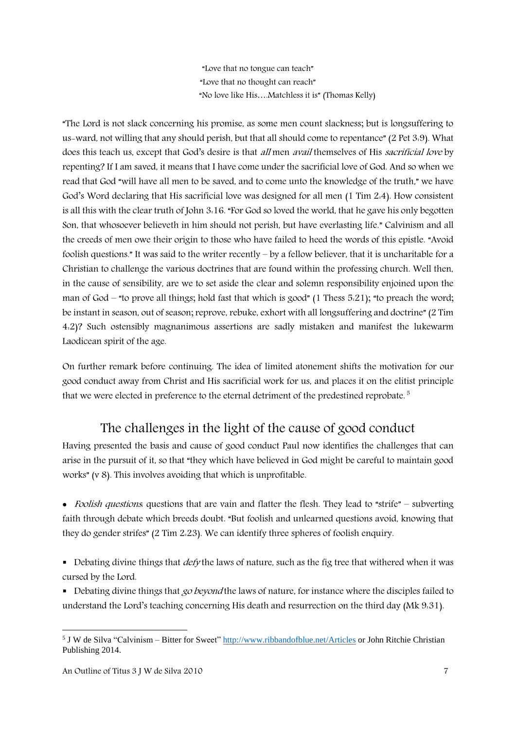"Love that no tongue can teach"  
"Love that no thought can reach"  
"No love like His….Matchless it is" (Thomas Kelly)

"The Lord is not slack concerning his promise, as some men count slackness; but is longsuffering to us-ward, not willing that any should perish, but that all should come to repentance" (2 Pet 3:9). What does this teach us, except that God's desire is that *all* men *avail* themselves of His *sacrificial love* by repenting? If I am saved, it means that I have come under the sacrificial love of God. And so when we read that God "will have all men to be saved, and to come unto the knowledge of the truth," we have God's Word declaring that His sacrificial love was designed for all men (1 Tim 2:4). How consistent is all this with the clear truth of John 3:16. "For God so loved the world, that he gave his only begotten Son, that whosoever believeth in him should not perish, but have everlasting life." Calvinism and all the creeds of men owe their origin to those who have failed to heed the words of this epistle. "Avoid foolish questions." It was said to the writer recently – by a fellow believer, that it is uncharitable for a Christian to challenge the various doctrines that are found within the professing church. Well then, in the cause of sensibility, are we to set aside the clear and solemn responsibility enjoined upon the man of God – "to prove all things; hold fast that which is good" (1 Thess 5:21); "to preach the word; be instant in season, out of season; reprove, rebuke, exhort with all longsuffering and doctrine" (2 Tim 4:2)? Such ostensibly magnanimous assertions are sadly mistaken and manifest the lukewarm Laodicean spirit of the age.

On further remark before continuing. The idea of limited atonement shifts the motivation for our good conduct away from Christ and His sacrificial work for us, and places it on the elitist principle that we were elected in preference to the eternal detriment of the predestined reprobate.[5]

## The challenges in the light of the cause of good conduct

Having presented the basis and cause of good conduct Paul now identifies the challenges that can arise in the pursuit of it, so that "they which have believed in God might be careful to maintain good works" (v 8). This involves avoiding that which is unprofitable.

- *Foolish questions*: questions that are vain and flatter the flesh. They lead to "strife" – subverting faith through debate which breeds doubt. "But foolish and unlearned questions avoid, knowing that they do gender strifes" (2 Tim 2:23). We can identify three spheres of foolish enquiry.

- Debating divine things that *defy* the laws of nature, such as the fig tree that withered when it was cursed by the Lord.
- Debating divine things that *go beyond* the laws of nature, for instance where the disciples failed to understand the Lord's teaching concerning His death and resurrection on the third day (Mk 9:31).

---

[5] J W de Silva "Calvinism – Bitter for Sweet" http://www.ribbandofblue.net/Articles or John Ritchie Christian Publishing 2014.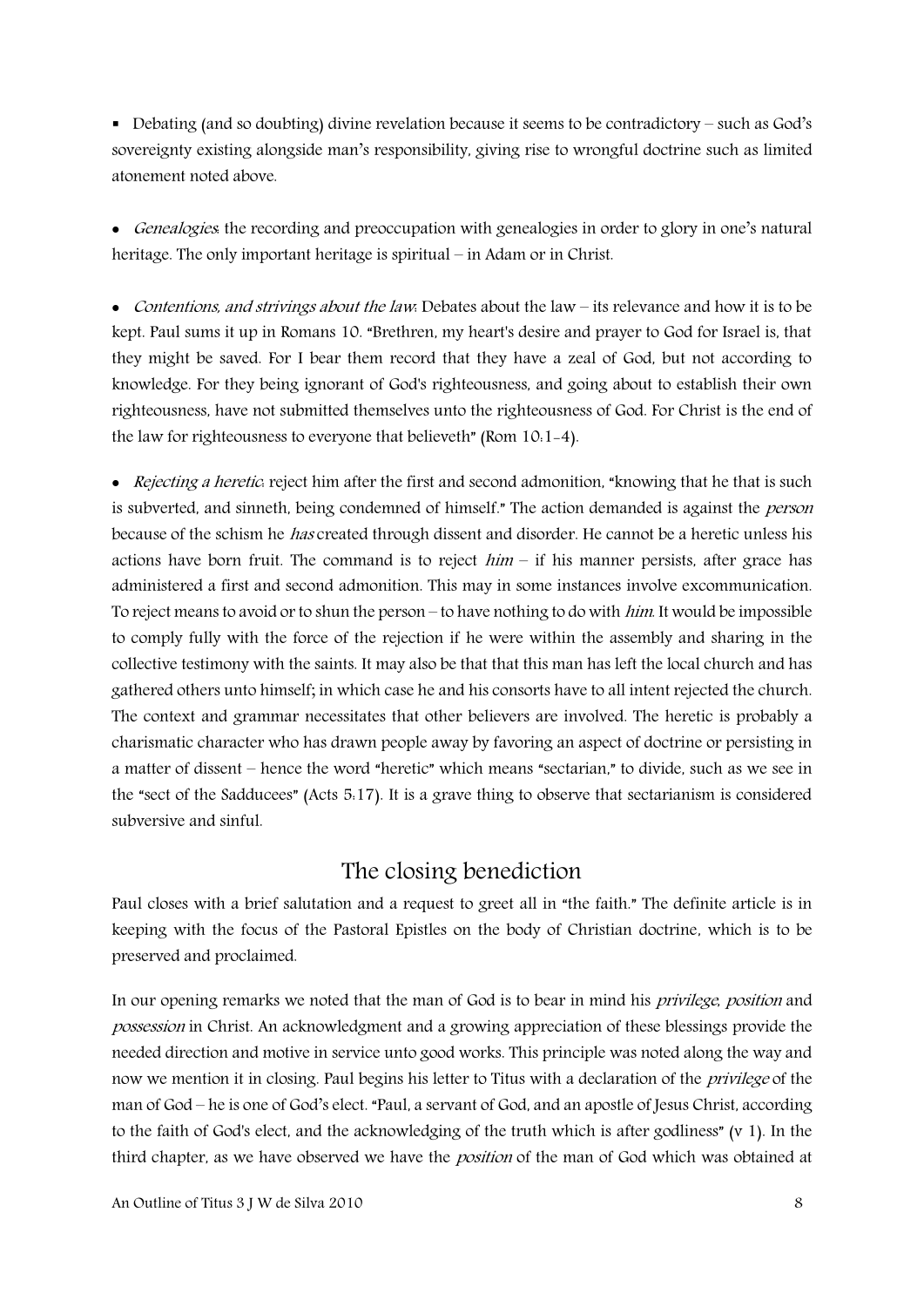- Debating (and so doubting) divine revelation because it seems to be contradictory – such as God's sovereignty existing alongside man's responsibility, giving rise to wrongful doctrine such as limited atonement noted above.

- *Genealogies*: the recording and preoccupation with genealogies in order to glory in one's natural heritage. The only important heritage is spiritual – in Adam or in Christ.

- *Contentions, and strivings about the law*: Debates about the law – its relevance and how it is to be kept. Paul sums it up in Romans 10. "Brethren, my heart's desire and prayer to God for Israel is, that they might be saved. For I bear them record that they have a zeal of God, but not according to knowledge. For they being ignorant of God's righteousness, and going about to establish their own righteousness, have not submitted themselves unto the righteousness of God. For Christ is the end of the law for righteousness to everyone that believeth" (Rom 10:1-4).

- *Rejecting a heretic*: reject him after the first and second admonition, "knowing that he that is such is subverted, and sinneth, being condemned of himself." The action demanded is against the *person* because of the schism he *has* created through dissent and disorder. He cannot be a heretic unless his actions have born fruit. The command is to reject *him* – if his manner persists, after grace has administered a first and second admonition. This may in some instances involve excommunication. To reject means to avoid or to shun the person – to have nothing to do with *him*. It would be impossible to comply fully with the force of the rejection if he were within the assembly and sharing in the collective testimony with the saints. It may also be that that this man has left the local church and has gathered others unto himself; in which case he and his consorts have to all intent rejected the church. The context and grammar necessitates that other believers are involved. The heretic is probably a charismatic character who has drawn people away by favoring an aspect of doctrine or persisting in a matter of dissent – hence the word "heretic" which means "sectarian," to divide, such as we see in the "sect of the Sadducees" (Acts 5:17). It is a grave thing to observe that sectarianism is considered subversive and sinful.

## The closing benediction

Paul closes with a brief salutation and a request to greet all in "the faith." The definite article is in keeping with the focus of the Pastoral Epistles on the body of Christian doctrine, which is to be preserved and proclaimed.

In our opening remarks we noted that the man of God is to bear in mind his *privilege*, *position* and *possession* in Christ. An acknowledgment and a growing appreciation of these blessings provide the needed direction and motive in service unto good works. This principle was noted along the way and now we mention it in closing. Paul begins his letter to Titus with a declaration of the *privilege* of the man of God – he is one of God's elect. "Paul, a servant of God, and an apostle of Jesus Christ, according to the faith of God's elect, and the acknowledging of the truth which is after godliness" (v 1). In the third chapter, as we have observed we have the *position* of the man of God which was obtained at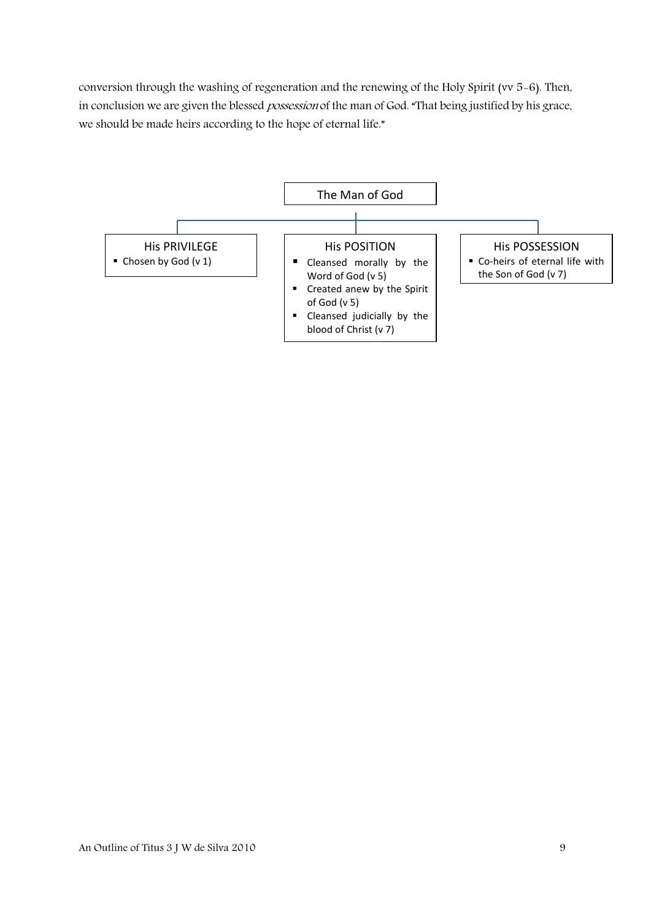conversion through the washing of regeneration and the renewing of the Holy Spirit (vv 5-6). Then, in conclusion we are given the blessed *possession* of the man of God. "That being justified by his grace, we should be made heirs according to the hope of eternal life."

The Man of God

His PRIVILEGE
- Chosen by God (v 1)

His POSITION
- Cleansed morally by the Word of God (v 5)
- Created anew by the Spirit of God (v 5)
- Cleansed judicially by the blood of Christ (v 7)

His POSSESSION
- Co-heirs of eternal life with the Son of God (v 7)